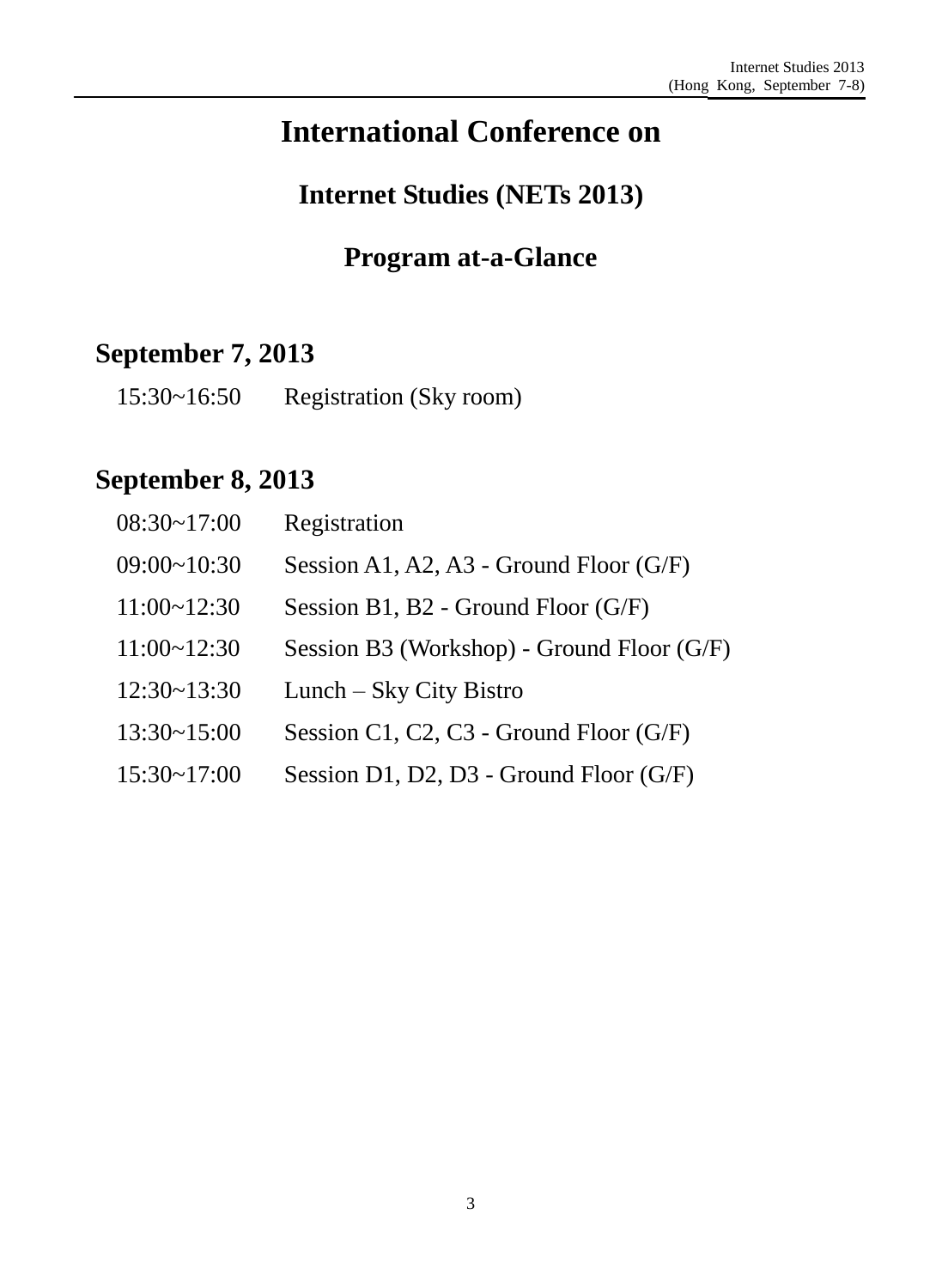# International Conference on

## Internet Studies (NETs 2013)

## Program at-a-Glance

### September 7, 2013

15:30~16:50 Registration (Sky room)

### September 8, 2013

08:30~17:00 Registration

09:00~10:30 Session A1, A2, A3 - Ground Floor (G/F)

11:00~12:30 Session B1, B2 - Ground Floor (G/F)

11:00~12:30 Session B3 (Workshop) - Ground Floor (G/F)

12:30~13:30 Lunch – Sky City Bistro

13:30~15:00 Session C1, C2, C3 - Ground Floor (G/F)

15:30~17:00 Session D1, D2, D3 - Ground Floor (G/F)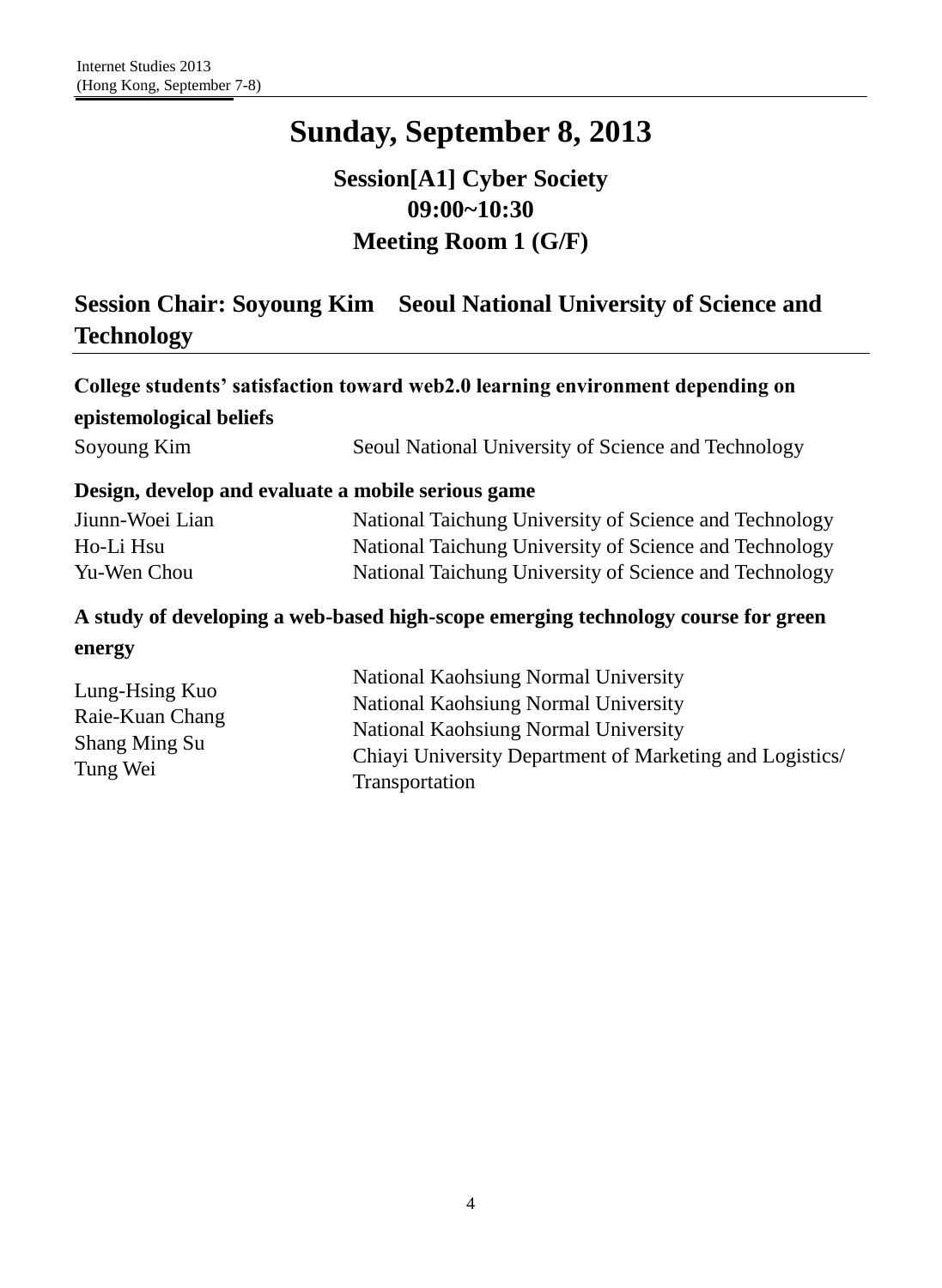# Sunday, September 8, 2013

## Session[A1] Cyber Society
## 09:00~10:30
## Meeting Room 1 (G/F)

### Session Chair: Soyoung Kim    Seoul National University of Science and Technology

**College students' satisfaction toward web2.0 learning environment depending on epistemological beliefs**

| | |
|---|---|
| Soyoung Kim | Seoul National University of Science and Technology |

**Design, develop and evaluate a mobile serious game**

| | |
|---|---|
| Jiunn-Woei Lian | National Taichung University of Science and Technology |
| Ho-Li Hsu | National Taichung University of Science and Technology |
| Yu-Wen Chou | National Taichung University of Science and Technology |

**A study of developing a web-based high-scope emerging technology course for green energy**

| | |
|---|---|
| Lung-Hsing Kuo | National Kaohsiung Normal University |
| Raie-Kuan Chang | National Kaohsiung Normal University |
| Shang Ming Su | National Kaohsiung Normal University |
| Tung Wei | Chiayi University Department of Marketing and Logistics/ Transportation |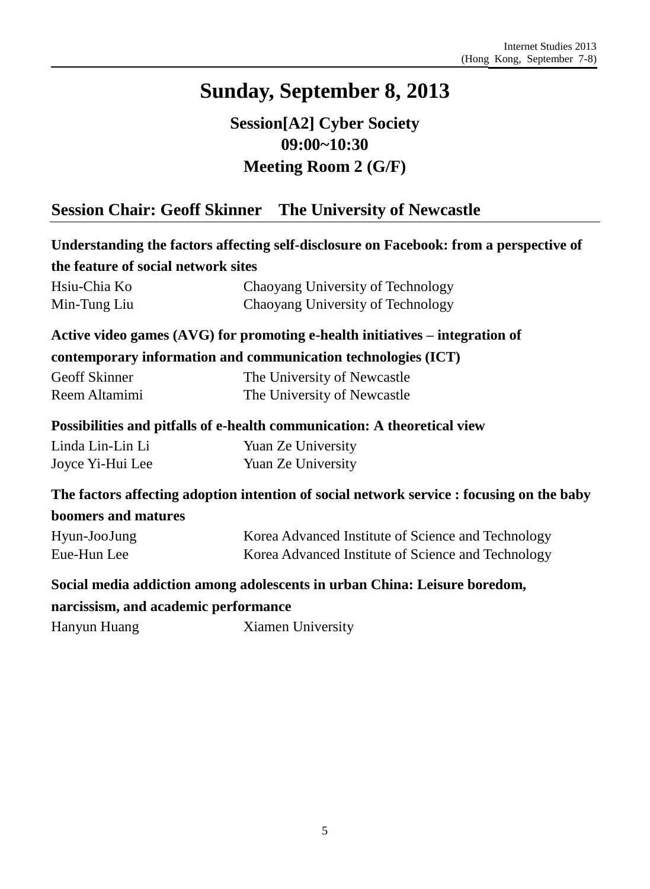# Sunday, September 8, 2013

## Session[A2] Cyber Society
## 09:00~10:30
## Meeting Room 2 (G/F)

### Session Chair: Geoff Skinner The University of Newcastle

**Understanding the factors affecting self-disclosure on Facebook: from a perspective of the feature of social network sites**

| | |
|---|---|
| Hsiu-Chia Ko | Chaoyang University of Technology |
| Min-Tung Liu | Chaoyang University of Technology |

**Active video games (AVG) for promoting e-health initiatives – integration of contemporary information and communication technologies (ICT)**

| | |
|---|---|
| Geoff Skinner | The University of Newcastle |
| Reem Altamimi | The University of Newcastle |

**Possibilities and pitfalls of e-health communication: A theoretical view**

| | |
|---|---|
| Linda Lin-Lin Li | Yuan Ze University |
| Joyce Yi-Hui Lee | Yuan Ze University |

**The factors affecting adoption intention of social network service : focusing on the baby boomers and matures**

| | |
|---|---|
| Hyun-JooJung | Korea Advanced Institute of Science and Technology |
| Eue-Hun Lee | Korea Advanced Institute of Science and Technology |

**Social media addiction among adolescents in urban China: Leisure boredom, narcissism, and academic performance**

| | |
|---|---|
| Hanyun Huang | Xiamen University |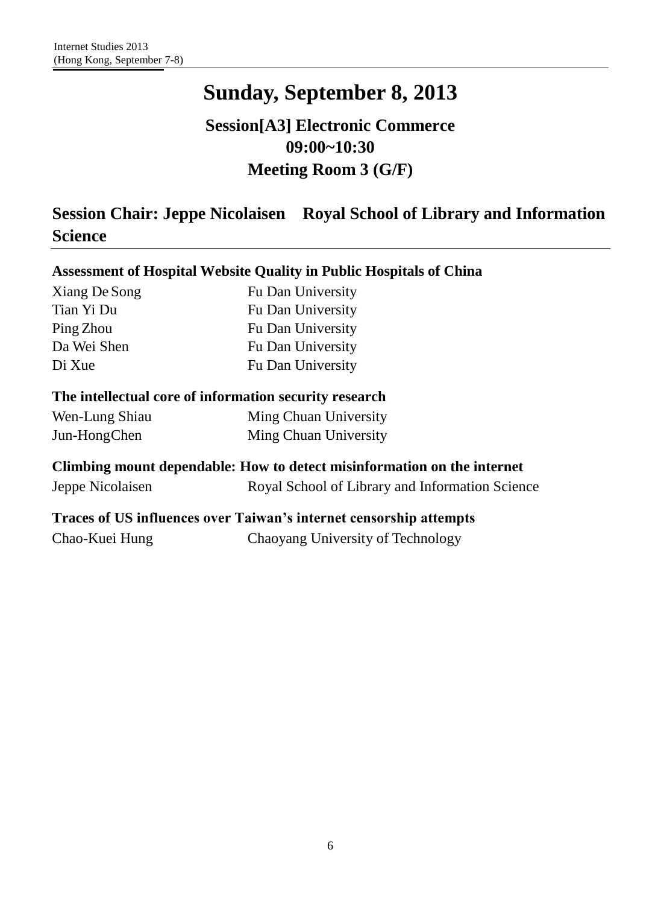# Sunday, September 8, 2013

## Session[A3] Electronic Commerce
## 09:00~10:30
## Meeting Room 3 (G/F)

## Session Chair: Jeppe Nicolaisen Royal School of Library and Information Science

**Assessment of Hospital Website Quality in Public Hospitals of China**

| | |
|---|---|
| Xiang De Song | Fu Dan University |
| Tian Yi Du | Fu Dan University |
| Ping Zhou | Fu Dan University |
| Da Wei Shen | Fu Dan University |
| Di Xue | Fu Dan University |

**The intellectual core of information security research**

| | |
|---|---|
| Wen-Lung Shiau | Ming Chuan University |
| Jun-HongChen | Ming Chuan University |

**Climbing mount dependable: How to detect misinformation on the internet**

| | |
|---|---|
| Jeppe Nicolaisen | Royal School of Library and Information Science |

**Traces of US influences over Taiwan's internet censorship attempts**

| | |
|---|---|
| Chao-Kuei Hung | Chaoyang University of Technology |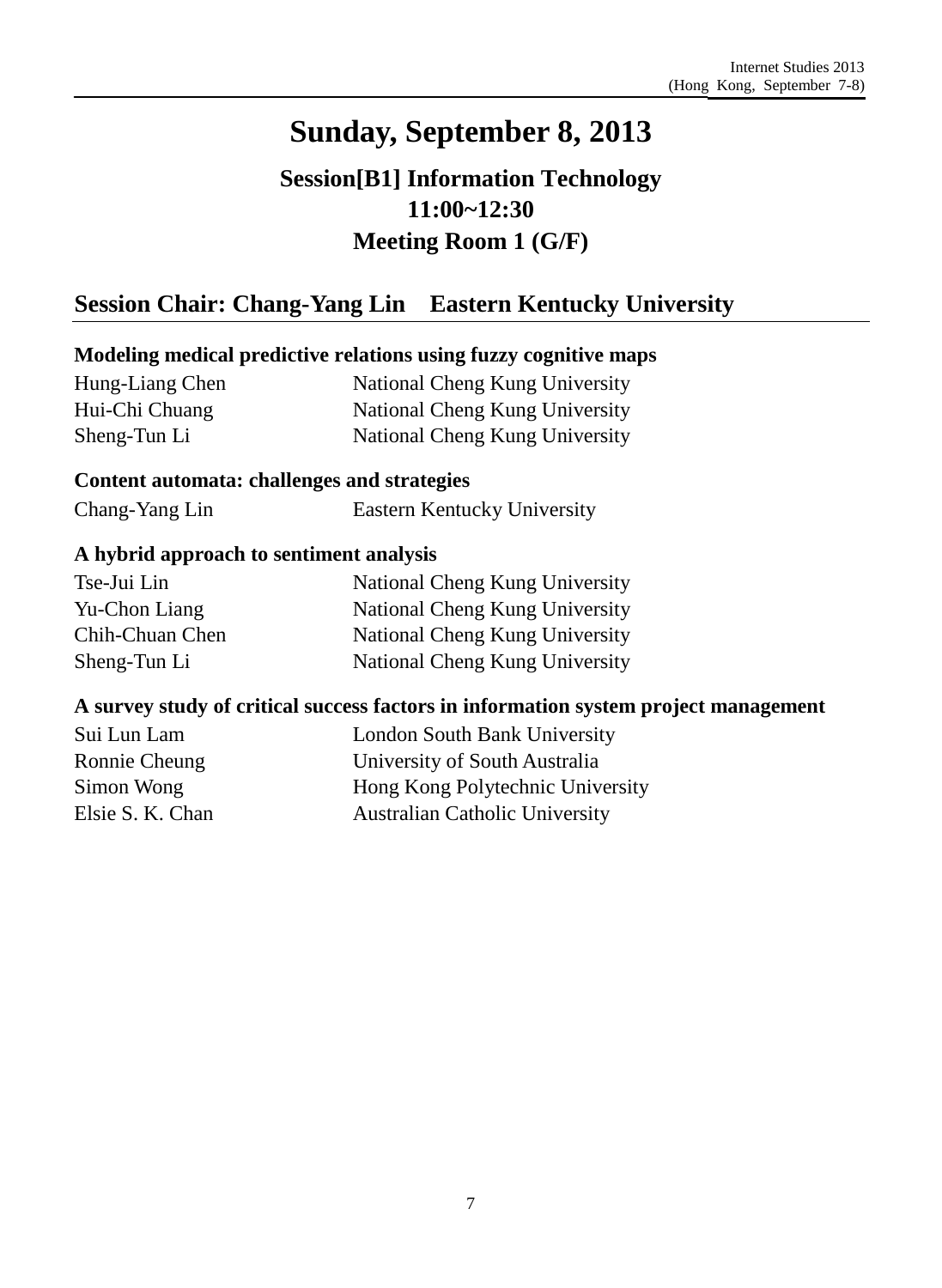# Sunday, September 8, 2013

## Session[B1] Information Technology
## 11:00~12:30
## Meeting Room 1 (G/F)

## Session Chair: Chang-Yang Lin    Eastern Kentucky University

**Modeling medical predictive relations using fuzzy cognitive maps**

| | |
|---|---|
| Hung-Liang Chen | National Cheng Kung University |
| Hui-Chi Chuang | National Cheng Kung University |
| Sheng-Tun Li | National Cheng Kung University |

**Content automata: challenges and strategies**

| | |
|---|---|
| Chang-Yang Lin | Eastern Kentucky University |

**A hybrid approach to sentiment analysis**

| | |
|---|---|
| Tse-Jui Lin | National Cheng Kung University |
| Yu-Chon Liang | National Cheng Kung University |
| Chih-Chuan Chen | National Cheng Kung University |
| Sheng-Tun Li | National Cheng Kung University |

**A survey study of critical success factors in information system project management**

| | |
|---|---|
| Sui Lun Lam | London South Bank University |
| Ronnie Cheung | University of South Australia |
| Simon Wong | Hong Kong Polytechnic University |
| Elsie S. K. Chan | Australian Catholic University |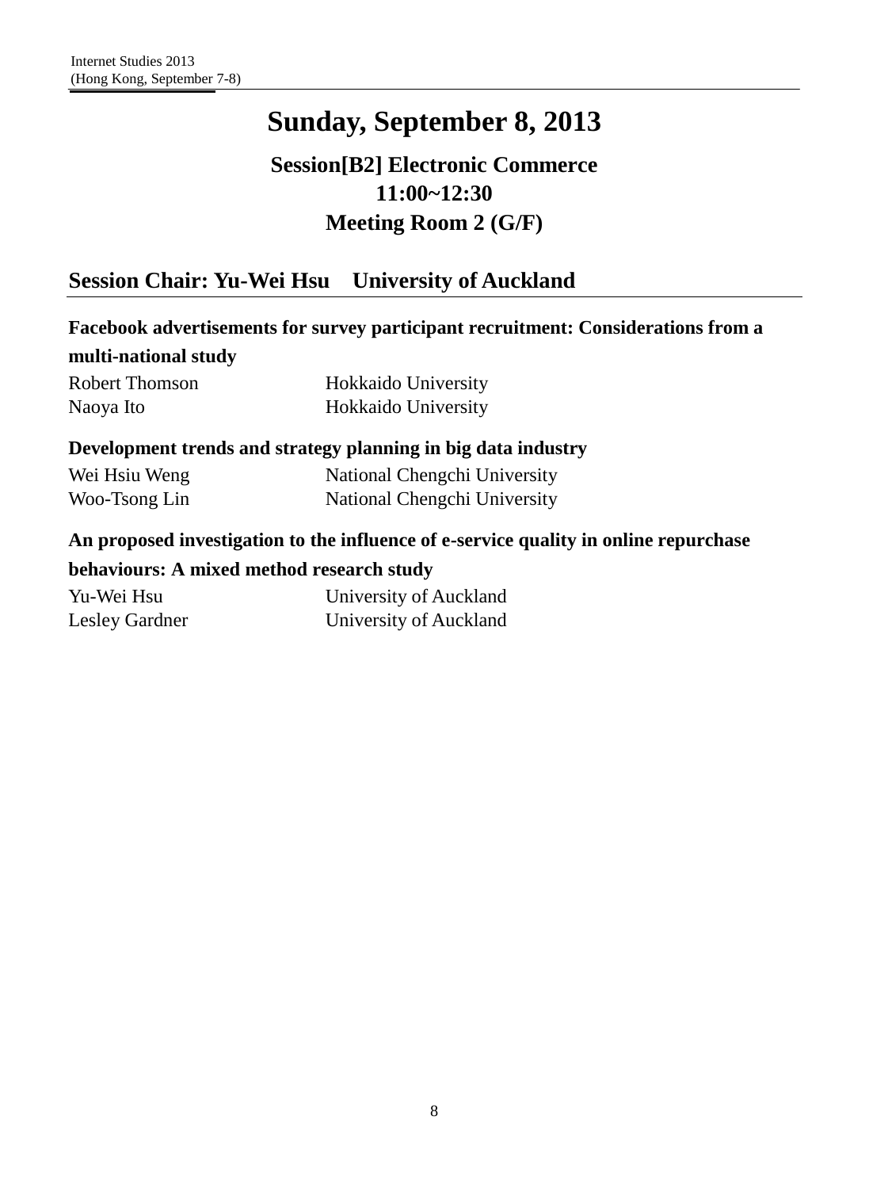# Sunday, September 8, 2013

## Session[B2] Electronic Commerce
## 11:00~12:30
## Meeting Room 2 (G/F)

### Session Chair: Yu-Wei Hsu    University of Auckland

**Facebook advertisements for survey participant recruitment: Considerations from a multi-national study**

| | |
|---|---|
| Robert Thomson | Hokkaido University |
| Naoya Ito | Hokkaido University |

**Development trends and strategy planning in big data industry**

| | |
|---|---|
| Wei Hsiu Weng | National Chengchi University |
| Woo-Tsong Lin | National Chengchi University |

**An proposed investigation to the influence of e-service quality in online repurchase behaviours: A mixed method research study**

| | |
|---|---|
| Yu-Wei Hsu | University of Auckland |
| Lesley Gardner | University of Auckland |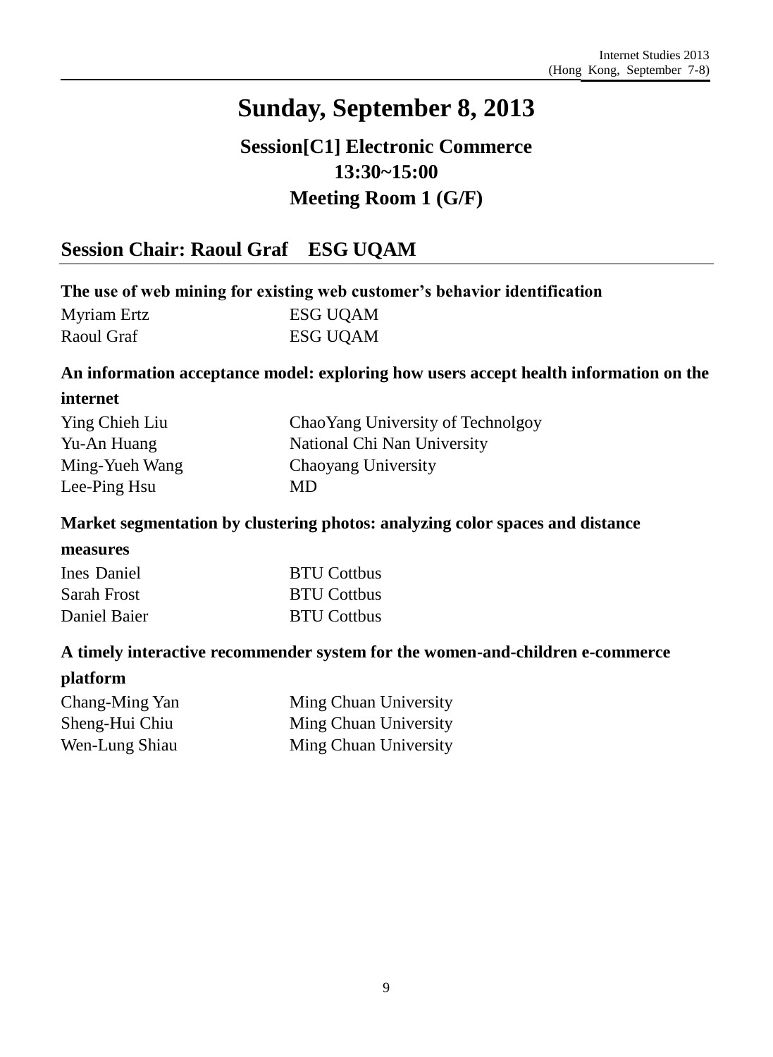# Sunday, September 8, 2013

## Session[C1] Electronic Commerce
## 13:30~15:00
## Meeting Room 1 (G/F)

## Session Chair: Raoul Graf    ESG UQAM

**The use of web mining for existing web customer's behavior identification**

| | |
|---|---|
| Myriam Ertz | ESG UQAM |
| Raoul Graf | ESG UQAM |

**An information acceptance model: exploring how users accept health information on the internet**

| | |
|---|---|
| Ying Chieh Liu | ChaoYang University of Technolgoy |
| Yu-An Huang | National Chi Nan University |
| Ming-Yueh Wang | Chaoyang University |
| Lee-Ping Hsu | MD |

**Market segmentation by clustering photos: analyzing color spaces and distance measures**

| | |
|---|---|
| Ines Daniel | BTU Cottbus |
| Sarah Frost | BTU Cottbus |
| Daniel Baier | BTU Cottbus |

**A timely interactive recommender system for the women-and-children e-commerce platform**

| | |
|---|---|
| Chang-Ming Yan | Ming Chuan University |
| Sheng-Hui Chiu | Ming Chuan University |
| Wen-Lung Shiau | Ming Chuan University |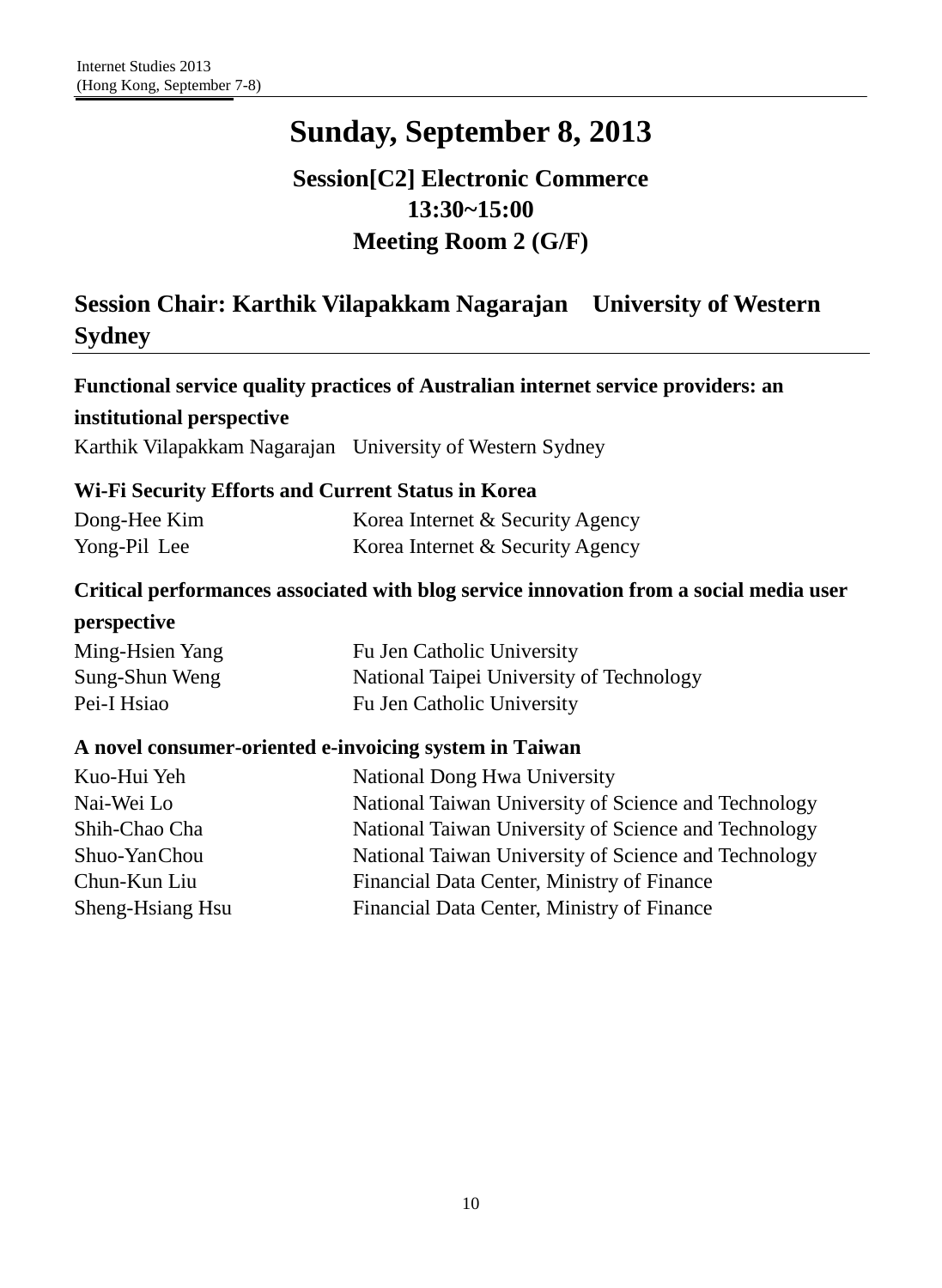# Sunday, September 8, 2013

## Session[C2] Electronic Commerce
## 13:30~15:00
## Meeting Room 2 (G/F)

## Session Chair: Karthik Vilapakkam Nagarajan University of Western Sydney

**Functional service quality practices of Australian internet service providers: an institutional perspective**

| | |
|---|---|
| Karthik Vilapakkam Nagarajan | University of Western Sydney |

**Wi-Fi Security Efforts and Current Status in Korea**

| | |
|---|---|
| Dong-Hee Kim | Korea Internet & Security Agency |
| Yong-Pil Lee | Korea Internet & Security Agency |

**Critical performances associated with blog service innovation from a social media user perspective**

| | |
|---|---|
| Ming-Hsien Yang | Fu Jen Catholic University |
| Sung-Shun Weng | National Taipei University of Technology |
| Pei-I Hsiao | Fu Jen Catholic University |

**A novel consumer-oriented e-invoicing system in Taiwan**

| | |
|---|---|
| Kuo-Hui Yeh | National Dong Hwa University |
| Nai-Wei Lo | National Taiwan University of Science and Technology |
| Shih-Chao Cha | National Taiwan University of Science and Technology |
| Shuo-YanChou | National Taiwan University of Science and Technology |
| Chun-Kun Liu | Financial Data Center, Ministry of Finance |
| Sheng-Hsiang Hsu | Financial Data Center, Ministry of Finance |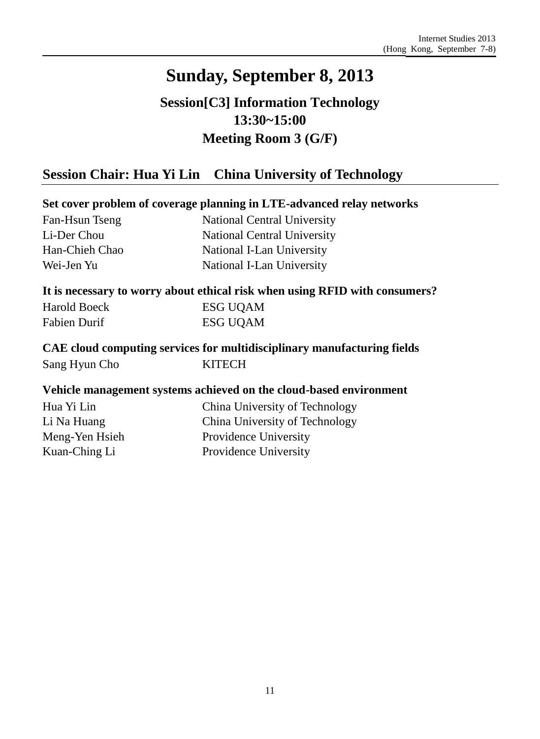# Sunday, September 8, 2013

## Session[C3] Information Technology
## 13:30~15:00
## Meeting Room 3 (G/F)

### Session Chair: Hua Yi Lin    China University of Technology

**Set cover problem of coverage planning in LTE-advanced relay networks**

| | |
|---|---|
| Fan-Hsun Tseng | National Central University |
| Li-Der Chou | National Central University |
| Han-Chieh Chao | National I-Lan University |
| Wei-Jen Yu | National I-Lan University |

**It is necessary to worry about ethical risk when using RFID with consumers?**

| | |
|---|---|
| Harold Boeck | ESG UQAM |
| Fabien Durif | ESG UQAM |

**CAE cloud computing services for multidisciplinary manufacturing fields**

| | |
|---|---|
| Sang Hyun Cho | KITECH |

**Vehicle management systems achieved on the cloud-based environment**

| | |
|---|---|
| Hua Yi Lin | China University of Technology |
| Li Na Huang | China University of Technology |
| Meng-Yen Hsieh | Providence University |
| Kuan-Ching Li | Providence University |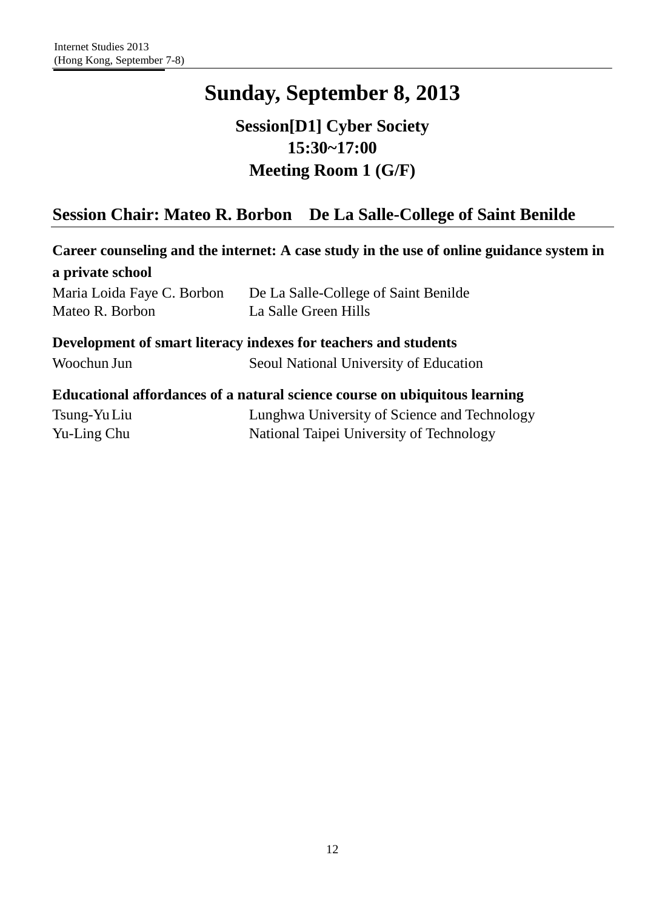# Sunday, September 8, 2013

## Session[D1] Cyber Society
## 15:30~17:00
## Meeting Room 1 (G/F)

### Session Chair: Mateo R. Borbon    De La Salle-College of Saint Benilde

**Career counseling and the internet: A case study in the use of online guidance system in a private school**

Maria Loida Faye C. Borbon    De La Salle-College of Saint Benilde
Mateo R. Borbon    La Salle Green Hills

**Development of smart literacy indexes for teachers and students**

Woochun Jun    Seoul National University of Education

**Educational affordances of a natural science course on ubiquitous learning**

Tsung-Yu Liu    Lunghwa University of Science and Technology
Yu-Ling Chu    National Taipei University of Technology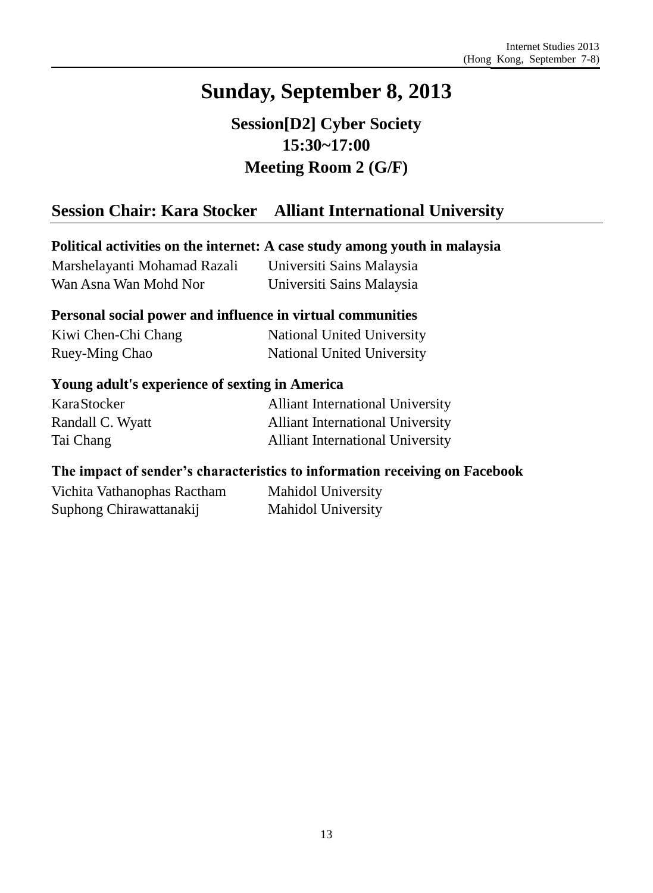# Sunday, September 8, 2013

## Session[D2] Cyber Society
## 15:30~17:00
## Meeting Room 2 (G/F)

### Session Chair: Kara Stocker Alliant International University

**Political activities on the internet: A case study among youth in malaysia**

Marshelayanti Mohamad Razali Universiti Sains Malaysia
Wan Asna Wan Mohd Nor Universiti Sains Malaysia

**Personal social power and influence in virtual communities**

Kiwi Chen-Chi Chang National United University
Ruey-Ming Chao National United University

**Young adult's experience of sexting in America**

Kara Stocker Alliant International University
Randall C. Wyatt Alliant International University
Tai Chang Alliant International University

**The impact of sender's characteristics to information receiving on Facebook**

Vichita Vathanophas Ractham Mahidol University
Suphong Chirawattanakij Mahidol University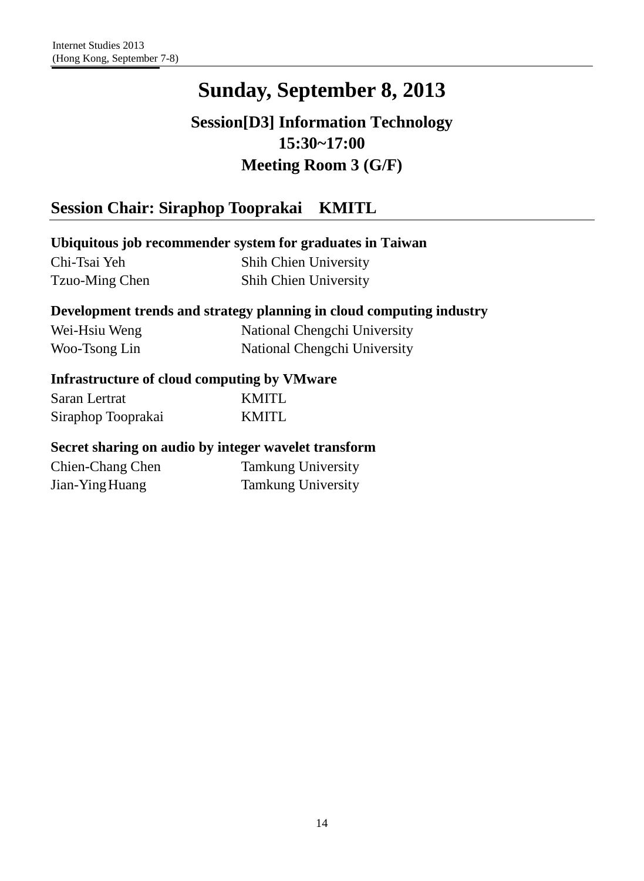# Sunday, September 8, 2013

## Session[D3] Information Technology
## 15:30~17:00
## Meeting Room 3 (G/F)

## Session Chair: Siraphop Tooprakai KMITL

**Ubiquitous job recommender system for graduates in Taiwan**

| | |
|---|---|
| Chi-Tsai Yeh | Shih Chien University |
| Tzuo-Ming Chen | Shih Chien University |

**Development trends and strategy planning in cloud computing industry**

| | |
|---|---|
| Wei-Hsiu Weng | National Chengchi University |
| Woo-Tsong Lin | National Chengchi University |

**Infrastructure of cloud computing by VMware**

| | |
|---|---|
| Saran Lertrat | KMITL |
| Siraphop Tooprakai | KMITL |

**Secret sharing on audio by integer wavelet transform**

| | |
|---|---|
| Chien-Chang Chen | Tamkung University |
| Jian-Ying Huang | Tamkung University |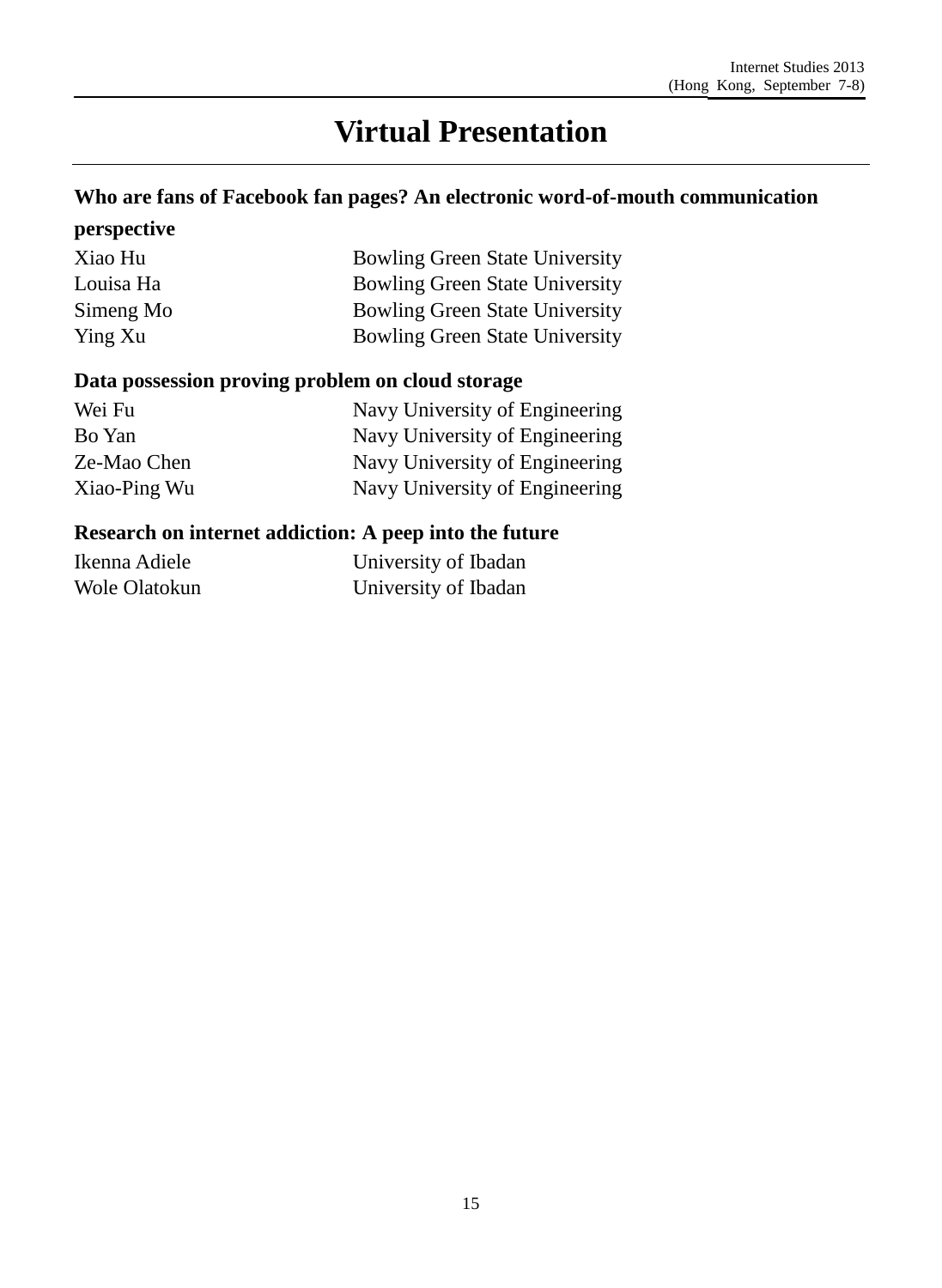# Virtual Presentation

**Who are fans of Facebook fan pages? An electronic word-of-mouth communication perspective**

| | |
|---|---|
| Xiao Hu | Bowling Green State University |
| Louisa Ha | Bowling Green State University |
| Simeng Mo | Bowling Green State University |
| Ying Xu | Bowling Green State University |

**Data possession proving problem on cloud storage**

| | |
|---|---|
| Wei Fu | Navy University of Engineering |
| Bo Yan | Navy University of Engineering |
| Ze-Mao Chen | Navy University of Engineering |
| Xiao-Ping Wu | Navy University of Engineering |

**Research on internet addiction: A peep into the future**

| | |
|---|---|
| Ikenna Adiele | University of Ibadan |
| Wole Olatokun | University of Ibadan |